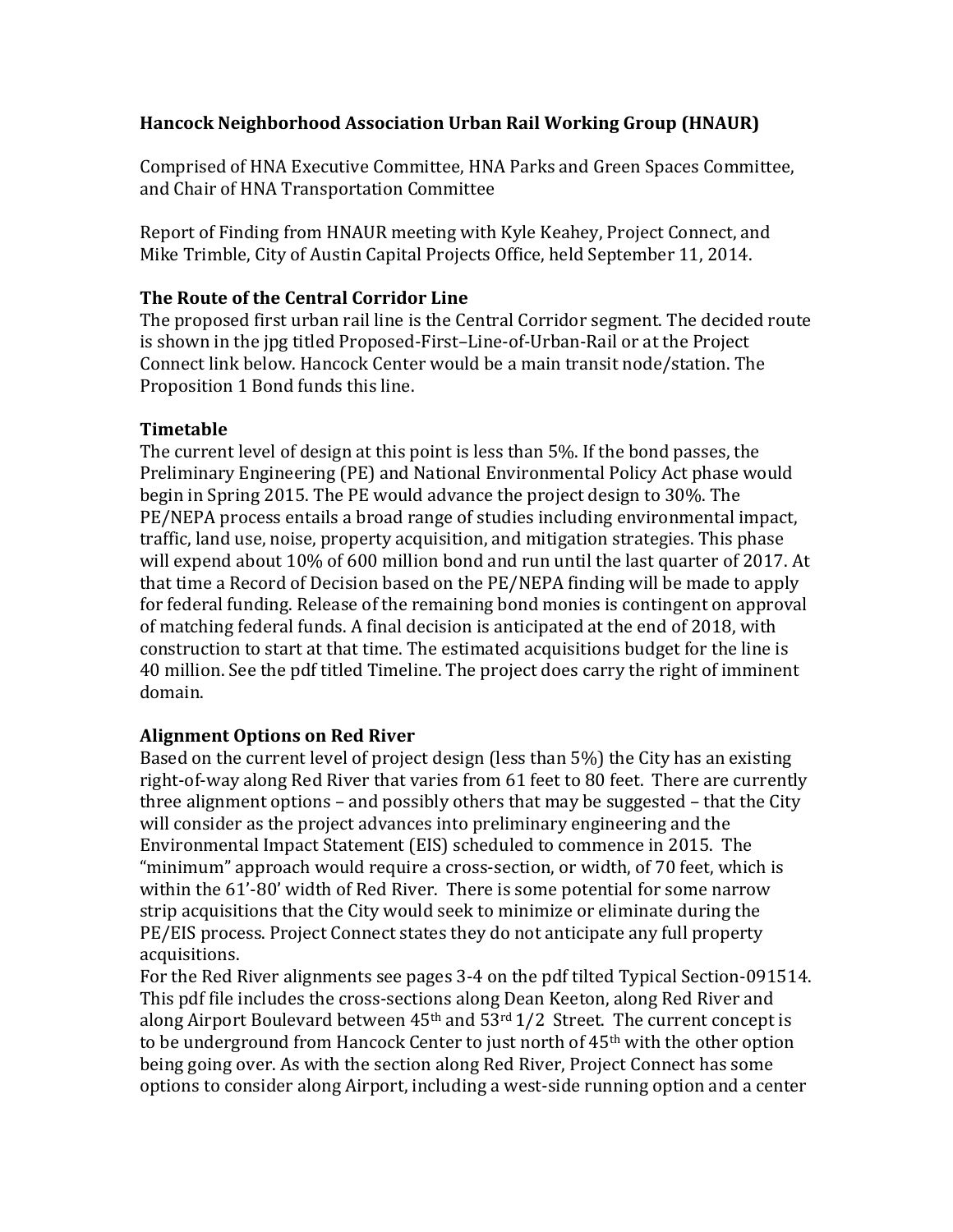# Hancock Neighborhood Association Urban Rail Working Group (HNAUR)

Comprised of HNA Executive Committee, HNA Parks and Green Spaces Committee, and Chair of HNA Transportation Committee

Report of Finding from HNAUR meeting with Kyle Keahey, Project Connect, and Mike Trimble, City of Austin Capital Projects Office, held September 11, 2014.

## The Route of the Central Corridor Line

The proposed first urban rail line is the Central Corridor segment. The decided route is shown in the jpg titled Proposed-First–Line-of-Urban-Rail or at the Project Connect link below. Hancock Center would be a main transit node/station. The Proposition 1 Bond funds this line.

## Timetable

The current level of design at this point is less than 5%. If the bond passes, the Preliminary Engineering (PE) and National Environmental Policy Act phase would begin in Spring 2015. The PE would advance the project design to 30%. The PE/NEPA process entails a broad range of studies including environmental impact, traffic, land use, noise, property acquisition, and mitigation strategies. This phase will expend about 10% of 600 million bond and run until the last quarter of 2017. At that time a Record of Decision based on the PE/NEPA finding will be made to apply for federal funding. Release of the remaining bond monies is contingent on approval of matching federal funds. A final decision is anticipated at the end of 2018, with construction to start at that time. The estimated acquisitions budget for the line is 40 million. See the pdf titled Timeline. The project does carry the right of imminent domain.

## Alignment Options on Red River

Based on the current level of project design (less than 5%) the City has an existing right-of-way along Red River that varies from 61 feet to 80 feet. There are currently three alignment options – and possibly others that may be suggested – that the City will consider as the project advances into preliminary engineering and the Environmental Impact Statement (EIS) scheduled to commence in 2015. The "minimum" approach would require a cross-section, or width, of 70 feet, which is within the 61'-80' width of Red River. There is some potential for some narrow strip acquisitions that the City would seek to minimize or eliminate during the PE/EIS process. Project Connect states they do not anticipate any full property acquisitions.

For the Red River alignments see pages 3-4 on the pdf tilted Typical Section-091514. This pdf file includes the cross-sections along Dean Keeton, along Red River and along Airport Boulevard between 45th and 53rd 1/2 Street. The current concept is to be underground from Hancock Center to just north of 45th with the other option being going over. As with the section along Red River, Project Connect has some options to consider along Airport, including a west-side running option and a center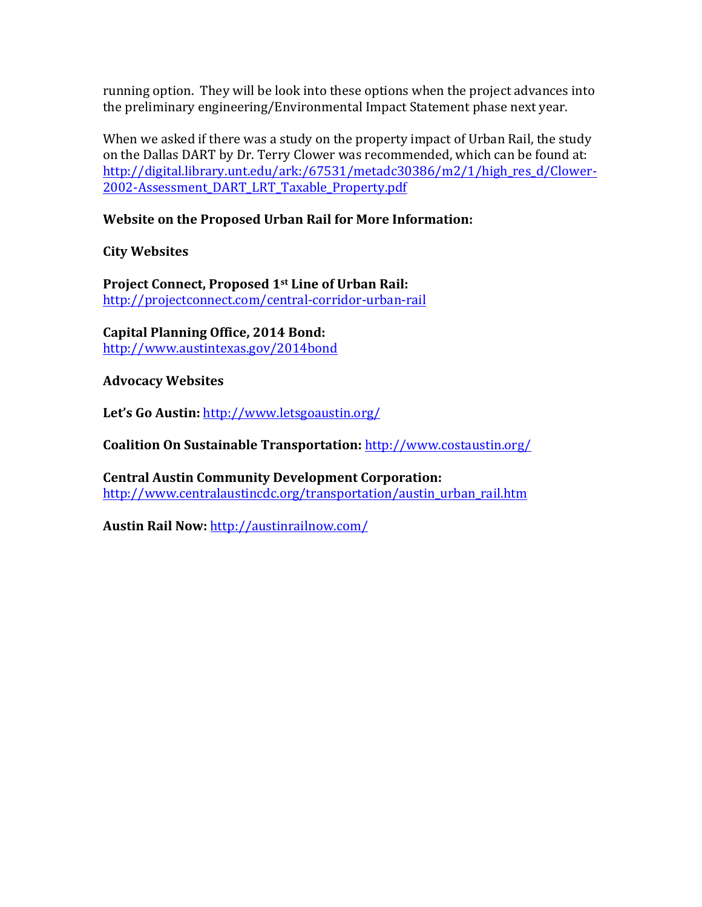running option. They will be look into these options when the project advances into the preliminary engineering/Environmental Impact Statement phase next year.

When we asked if there was a study on the property impact of Urban Rail, the study on the Dallas DART by Dr. Terry Clower was recommended, which can be found at: http://digital.library.unt.edu/ark:/67531/metadc30386/m2/1/high_res_d/Clower-2002-Assessment_DART_LRT_Taxable_Property.pdf

**Website on the Proposed Urban Rail for More Information:**

**City Websites**

**Project Connect, Proposed 1st Line of Urban Rail:**
http://projectconnect.com/central-corridor-urban-rail

**Capital Planning Office, 2014 Bond:**
http://www.austintexas.gov/2014bond

**Advocacy Websites**

**Let's Go Austin:** http://www.letsgoaustin.org/

**Coalition On Sustainable Transportation:** http://www.costaustin.org/

**Central Austin Community Development Corporation:**
http://www.centralaustincdc.org/transportation/austin_urban_rail.htm

**Austin Rail Now:** http://austinrailnow.com/